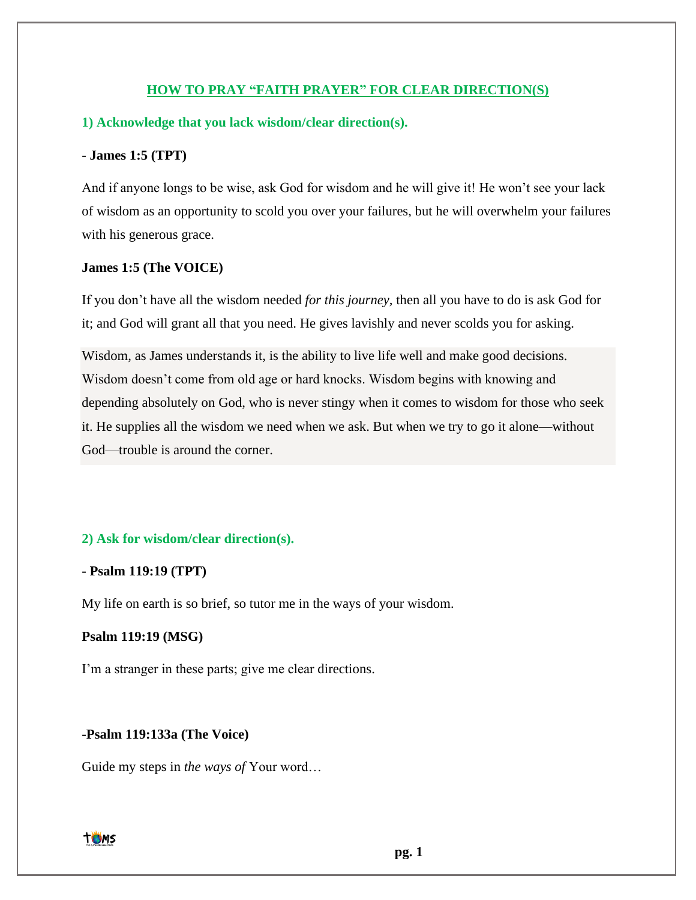# HOW TO PRAY "FAITH PRAYER" FOR CLEAR DIRECTION(S)

## 1) Acknowledge that you lack wisdom/clear direction(s).

- **James 1:5 (TPT)**

And if anyone longs to be wise, ask God for wisdom and he will give it! He won't see your lack of wisdom as an opportunity to scold you over your failures, but he will overwhelm your failures with his generous grace.

**James 1:5 (The VOICE)**

If you don't have all the wisdom needed *for this journey,* then all you have to do is ask God for it; and God will grant all that you need. He gives lavishly and never scolds you for asking.

Wisdom, as James understands it, is the ability to live life well and make good decisions. Wisdom doesn't come from old age or hard knocks. Wisdom begins with knowing and depending absolutely on God, who is never stingy when it comes to wisdom for those who seek it. He supplies all the wisdom we need when we ask. But when we try to go it alone—without God—trouble is around the corner.

## 2) Ask for wisdom/clear direction(s).

**- Psalm 119:19 (TPT)**

My life on earth is so brief, so tutor me in the ways of your wisdom.

**Psalm 119:19 (MSG)**

I'm a stranger in these parts; give me clear directions.

**-Psalm 119:133a (The Voice)**

Guide my steps in *the ways of* Your word…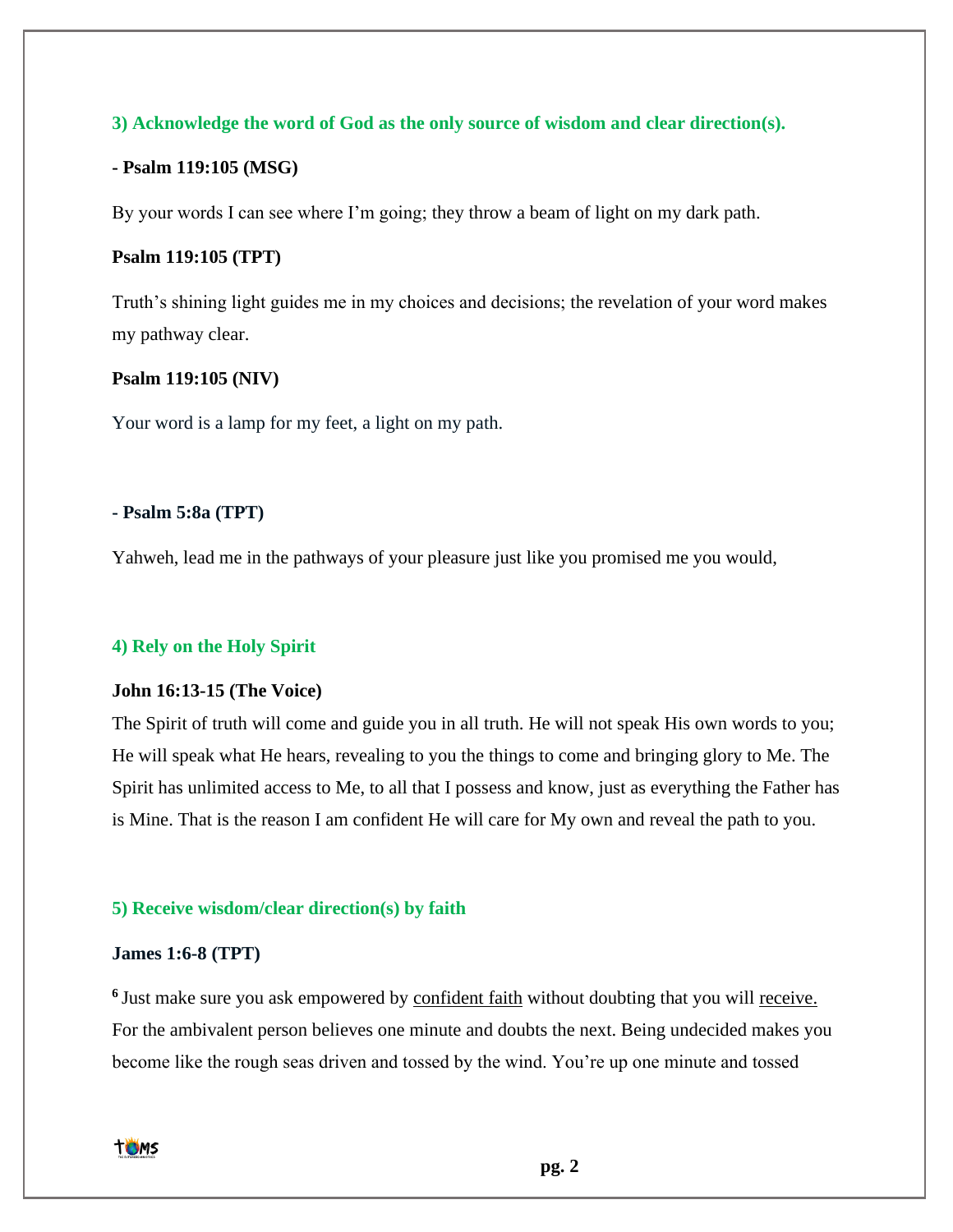### 3) Acknowledge the word of God as the only source of wisdom and clear direction(s).

**- Psalm 119:105 (MSG)**

By your words I can see where I'm going; they throw a beam of light on my dark path.

**Psalm 119:105 (TPT)**

Truth's shining light guides me in my choices and decisions; the revelation of your word makes my pathway clear.

**Psalm 119:105 (NIV)**

Your word is a lamp for my feet, a light on my path.

**- Psalm 5:8a (TPT)**

Yahweh, lead me in the pathways of your pleasure just like you promised me you would,

### 4) Rely on the Holy Spirit

**John 16:13-15 (The Voice)**

The Spirit of truth will come and guide you in all truth. He will not speak His own words to you; He will speak what He hears, revealing to you the things to come and bringing glory to Me. The Spirit has unlimited access to Me, to all that I possess and know, just as everything the Father has is Mine. That is the reason I am confident He will care for My own and reveal the path to you.

### 5) Receive wisdom/clear direction(s) by faith

**James 1:6-8 (TPT)**

[6] Just make sure you ask empowered by <u>confident faith</u> without doubting that you will <u>receive.</u> For the ambivalent person believes one minute and doubts the next. Being undecided makes you become like the rough seas driven and tossed by the wind. You're up one minute and tossed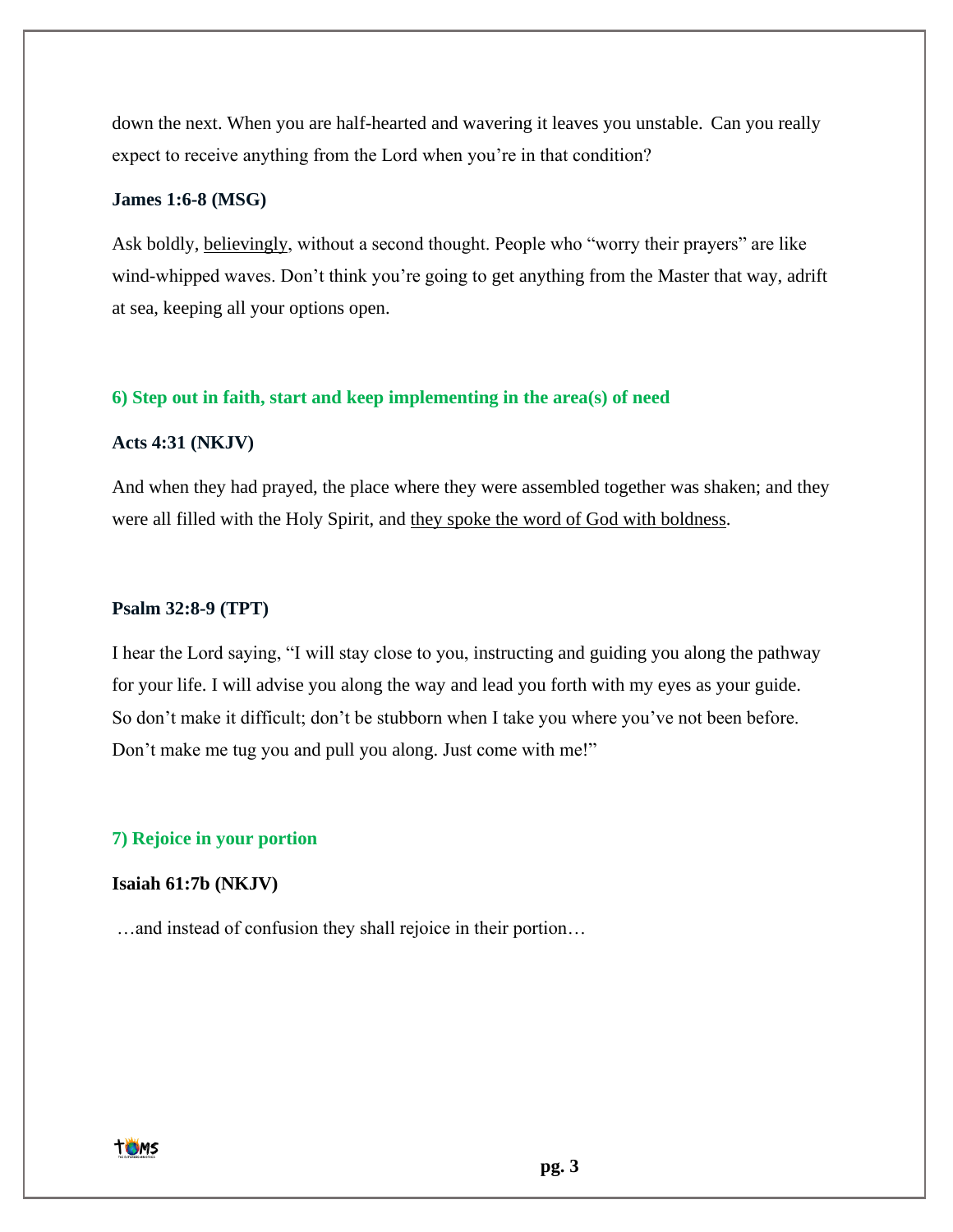down the next. When you are half-hearted and wavering it leaves you unstable. Can you really expect to receive anything from the Lord when you're in that condition?

**James 1:6-8 (MSG)**

Ask boldly, <u>believingly</u>, without a second thought. People who "worry their prayers" are like wind-whipped waves. Don't think you're going to get anything from the Master that way, adrift at sea, keeping all your options open.

### 6) Step out in faith, start and keep implementing in the area(s) of need

**Acts 4:31 (NKJV)**

And when they had prayed, the place where they were assembled together was shaken; and they were all filled with the Holy Spirit, and <u>they spoke the word of God with boldness</u>.

**Psalm 32:8-9 (TPT)**

I hear the Lord saying, "I will stay close to you, instructing and guiding you along the pathway for your life. I will advise you along the way and lead you forth with my eyes as your guide. So don't make it difficult; don't be stubborn when I take you where you've not been before. Don't make me tug you and pull you along. Just come with me!"

### 7) Rejoice in your portion

**Isaiah 61:7b (NKJV)**

…and instead of confusion they shall rejoice in their portion…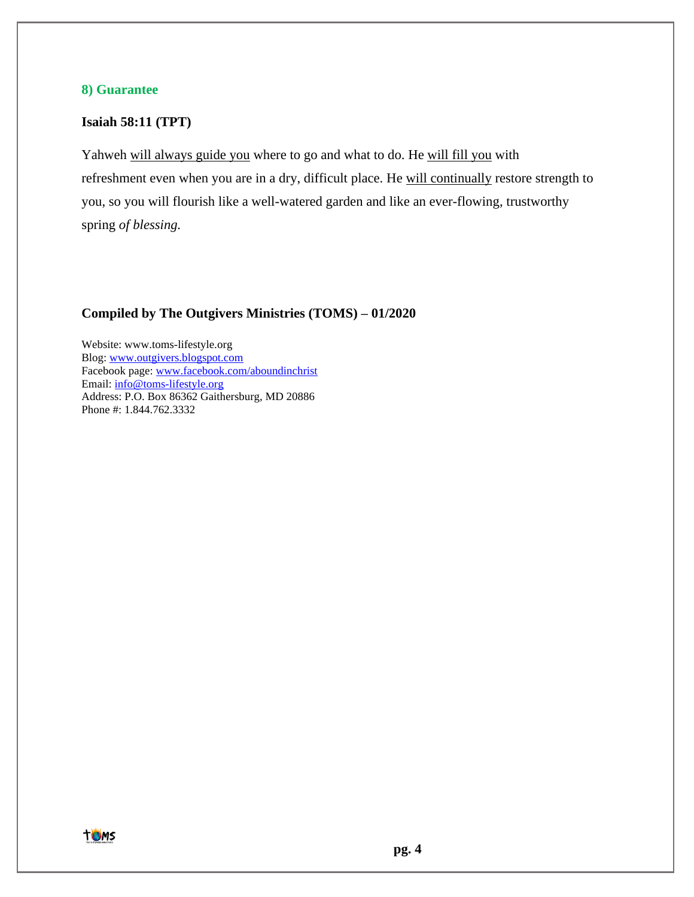### 8) Guarantee

**Isaiah 58:11 (TPT)**

Yahweh <u>will always guide you</u> where to go and what to do. He <u>will fill you</u> with refreshment even when you are in a dry, difficult place. He <u>will continually</u> restore strength to you, so you will flourish like a well-watered garden and like an ever-flowing, trustworthy spring *of blessing.*

**Compiled by The Outgivers Ministries (TOMS) – 01/2020**

Website: www.toms-lifestyle.org
Blog: www.outgivers.blogspot.com
Facebook page: www.facebook.com/aboundinchrist
Email: info@toms-lifestyle.org
Address: P.O. Box 86362 Gaithersburg, MD 20886
Phone #: 1.844.762.3332